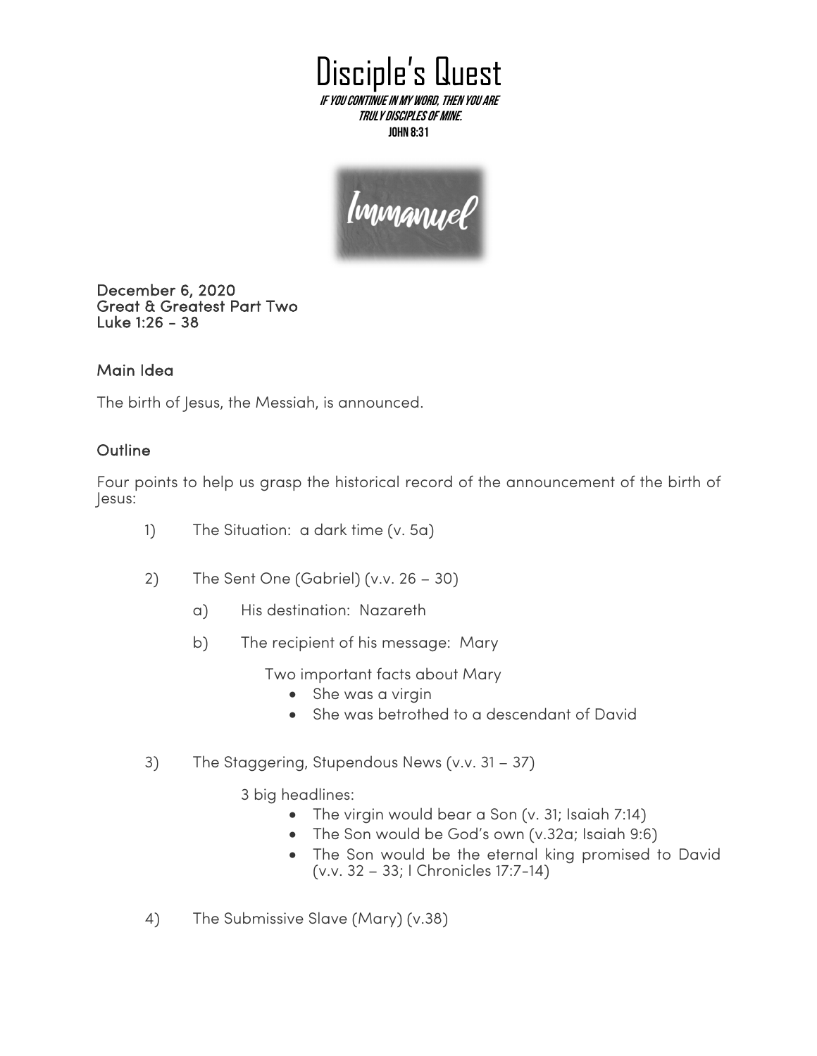# Disciple's Quest

***If you continue in my word, then you are truly disciples of mine.***

**John 8:31**

Immanuel

**December 6, 2020**
**Great & Greatest Part Two**
**Luke 1:26 - 38**

## Main Idea

The birth of Jesus, the Messiah, is announced.

## Outline

Four points to help us grasp the historical record of the announcement of the birth of Jesus:

1) The Situation: a dark time (v. 5a)

2) The Sent One (Gabriel) (v.v. 26 – 30)
   - a) His destination: Nazareth
   - b) The recipient of his message: Mary

     Two important facts about Mary
     - She was a virgin
     - She was betrothed to a descendant of David

3) The Staggering, Stupendous News (v.v. 31 – 37)

   3 big headlines:
   - The virgin would bear a Son (v. 31; Isaiah 7:14)
   - The Son would be God's own (v.32a; Isaiah 9:6)
   - The Son would be the eternal king promised to David (v.v. 32 – 33; I Chronicles 17:7-14)

4) The Submissive Slave (Mary) (v.38)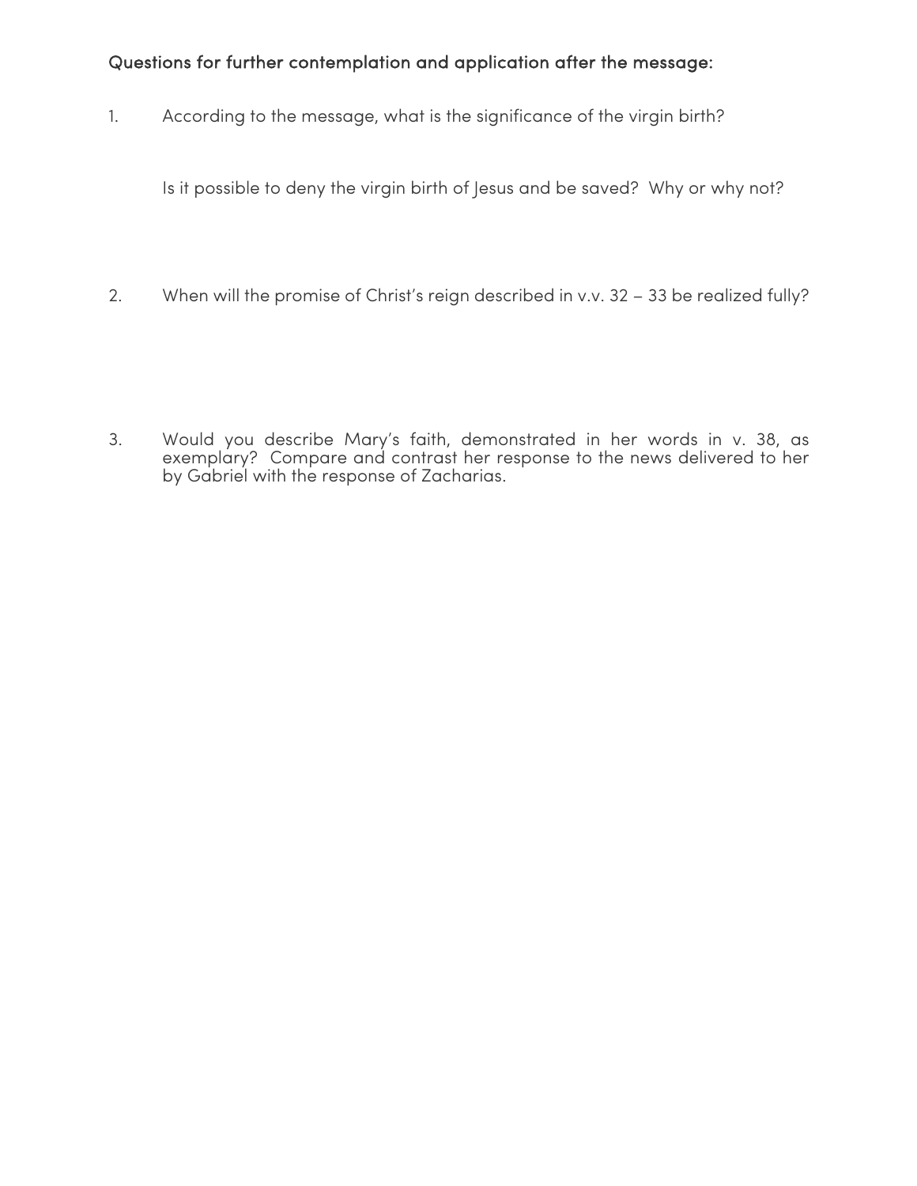Questions for further contemplation and application after the message:

1. According to the message, what is the significance of the virgin birth?

   Is it possible to deny the virgin birth of Jesus and be saved? Why or why not?

2. When will the promise of Christ's reign described in v.v. 32 – 33 be realized fully?

3. Would you describe Mary's faith, demonstrated in her words in v. 38, as exemplary? Compare and contrast her response to the news delivered to her by Gabriel with the response of Zacharias.